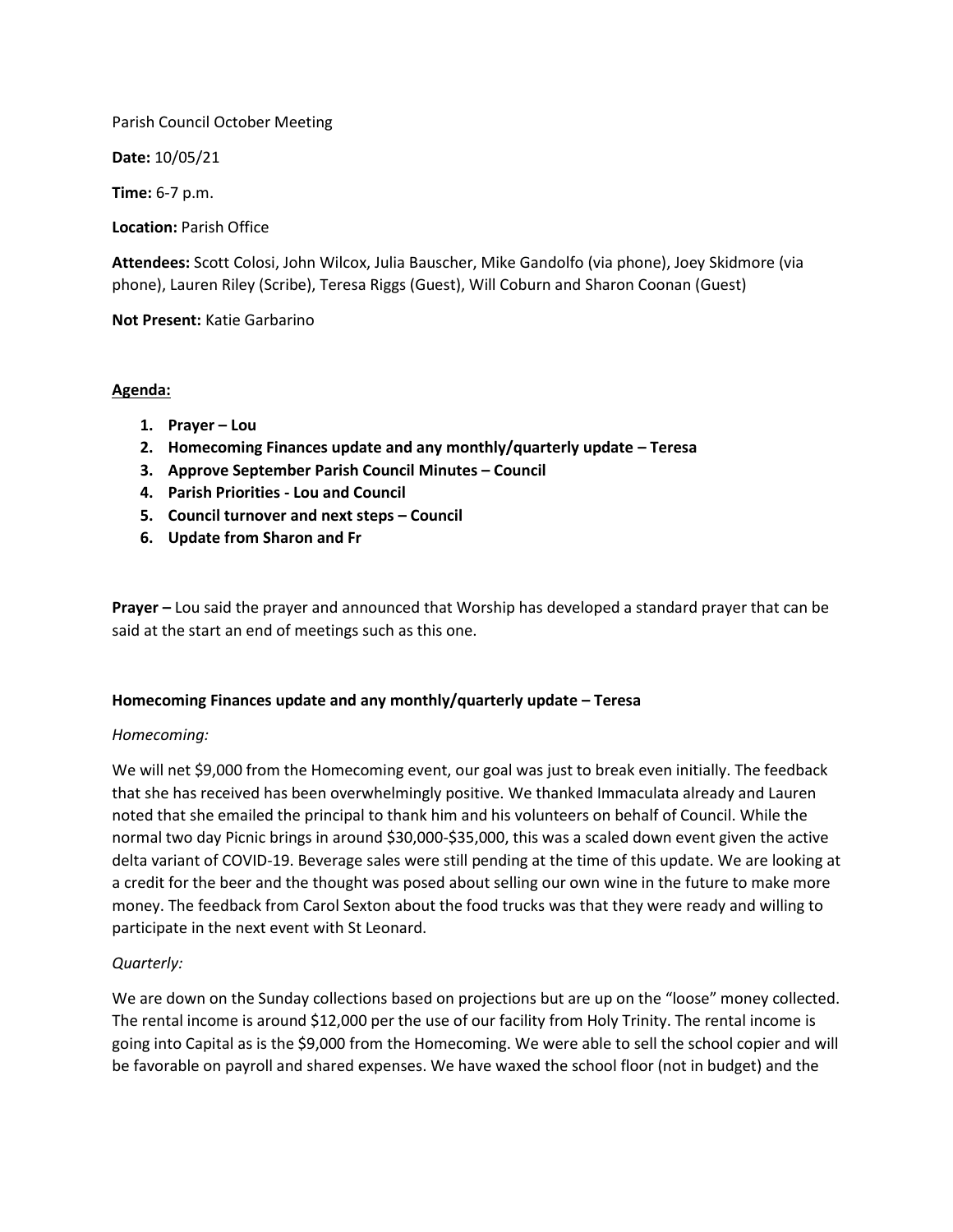Parish Council October Meeting

**Date:** 10/05/21

**Time:** 6-7 p.m.

**Location:** Parish Office

**Attendees:** Scott Colosi, John Wilcox, Julia Bauscher, Mike Gandolfo (via phone), Joey Skidmore (via phone), Lauren Riley (Scribe), Teresa Riggs (Guest), Will Coburn and Sharon Coonan (Guest)

**Not Present:** Katie Garbarino

**Agenda:**

1. **Prayer – Lou**
2. **Homecoming Finances update and any monthly/quarterly update – Teresa**
3. **Approve September Parish Council Minutes – Council**
4. **Parish Priorities - Lou and Council**
5. **Council turnover and next steps – Council**
6. **Update from Sharon and Fr**

**Prayer –** Lou said the prayer and announced that Worship has developed a standard prayer that can be said at the start an end of meetings such as this one.

**Homecoming Finances update and any monthly/quarterly update – Teresa**

*Homecoming:*

We will net $9,000 from the Homecoming event, our goal was just to break even initially. The feedback that she has received has been overwhelmingly positive. We thanked Immaculata already and Lauren noted that she emailed the principal to thank him and his volunteers on behalf of Council. While the normal two day Picnic brings in around $30,000-$35,000, this was a scaled down event given the active delta variant of COVID-19. Beverage sales were still pending at the time of this update. We are looking at a credit for the beer and the thought was posed about selling our own wine in the future to make more money. The feedback from Carol Sexton about the food trucks was that they were ready and willing to participate in the next event with St Leonard.

*Quarterly:*

We are down on the Sunday collections based on projections but are up on the "loose" money collected. The rental income is around $12,000 per the use of our facility from Holy Trinity. The rental income is going into Capital as is the $9,000 from the Homecoming. We were able to sell the school copier and will be favorable on payroll and shared expenses. We have waxed the school floor (not in budget) and the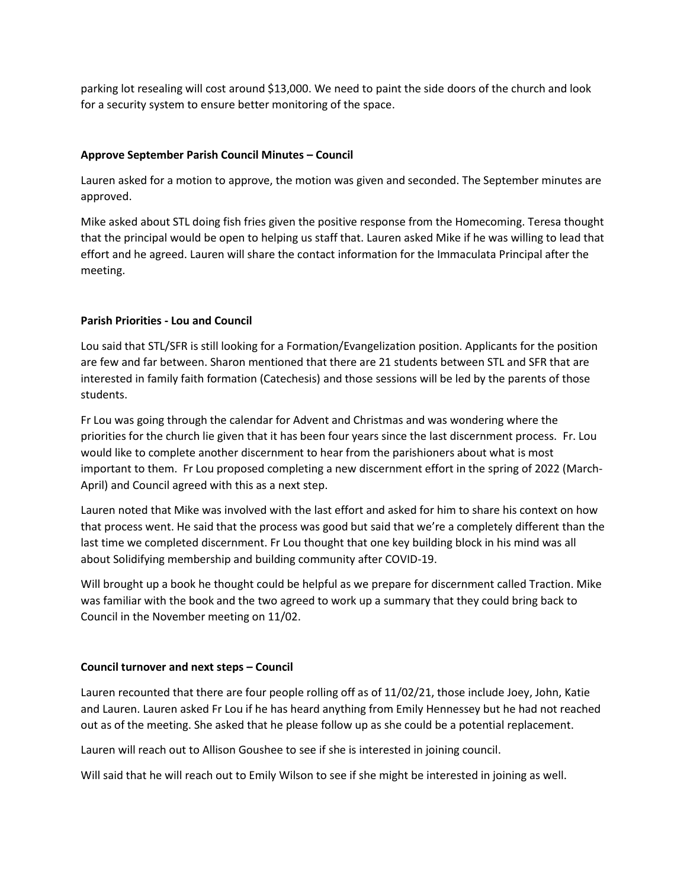parking lot resealing will cost around $13,000. We need to paint the side doors of the church and look for a security system to ensure better monitoring of the space.

**Approve September Parish Council Minutes – Council**

Lauren asked for a motion to approve, the motion was given and seconded. The September minutes are approved.

Mike asked about STL doing fish fries given the positive response from the Homecoming. Teresa thought that the principal would be open to helping us staff that. Lauren asked Mike if he was willing to lead that effort and he agreed. Lauren will share the contact information for the Immaculata Principal after the meeting.

**Parish Priorities - Lou and Council**

Lou said that STL/SFR is still looking for a Formation/Evangelization position. Applicants for the position are few and far between. Sharon mentioned that there are 21 students between STL and SFR that are interested in family faith formation (Catechesis) and those sessions will be led by the parents of those students.

Fr Lou was going through the calendar for Advent and Christmas and was wondering where the priorities for the church lie given that it has been four years since the last discernment process. Fr. Lou would like to complete another discernment to hear from the parishioners about what is most important to them. Fr Lou proposed completing a new discernment effort in the spring of 2022 (March-April) and Council agreed with this as a next step.

Lauren noted that Mike was involved with the last effort and asked for him to share his context on how that process went. He said that the process was good but said that we're a completely different than the last time we completed discernment. Fr Lou thought that one key building block in his mind was all about Solidifying membership and building community after COVID-19.

Will brought up a book he thought could be helpful as we prepare for discernment called Traction. Mike was familiar with the book and the two agreed to work up a summary that they could bring back to Council in the November meeting on 11/02.

**Council turnover and next steps – Council**

Lauren recounted that there are four people rolling off as of 11/02/21, those include Joey, John, Katie and Lauren. Lauren asked Fr Lou if he has heard anything from Emily Hennessey but he had not reached out as of the meeting. She asked that he please follow up as she could be a potential replacement.

Lauren will reach out to Allison Goushee to see if she is interested in joining council.

Will said that he will reach out to Emily Wilson to see if she might be interested in joining as well.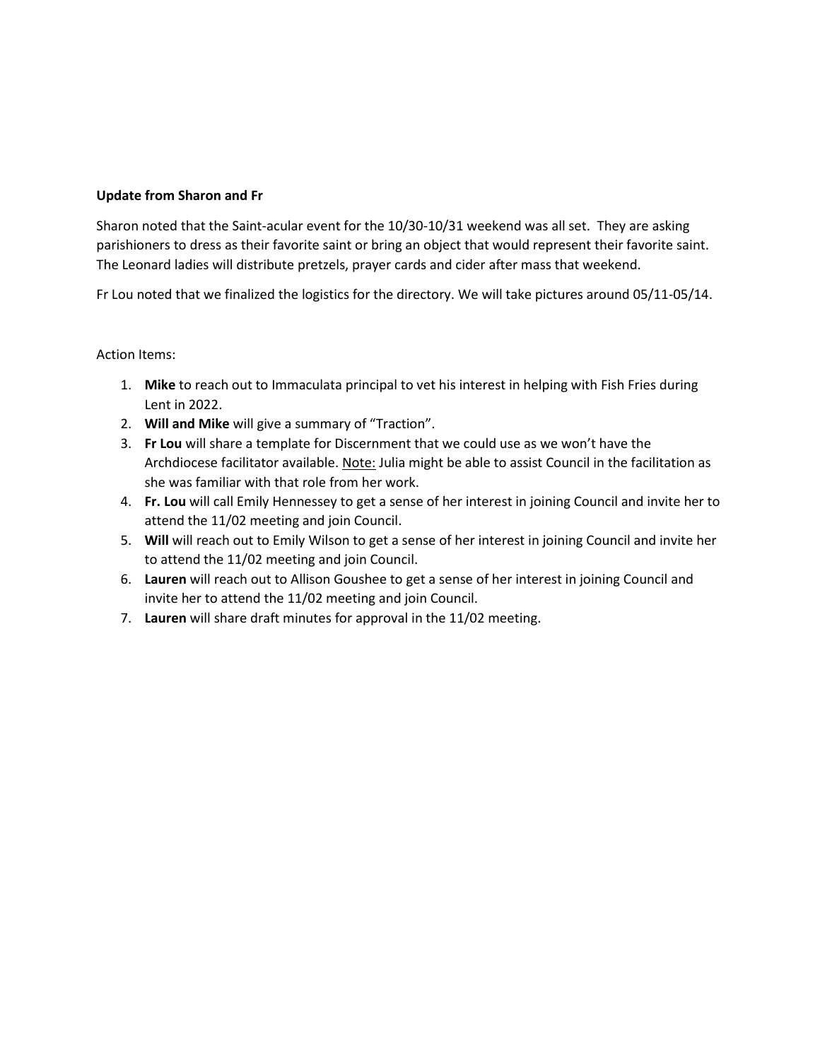**Update from Sharon and Fr**

Sharon noted that the Saint-acular event for the 10/30-10/31 weekend was all set. They are asking parishioners to dress as their favorite saint or bring an object that would represent their favorite saint. The Leonard ladies will distribute pretzels, prayer cards and cider after mass that weekend.

Fr Lou noted that we finalized the logistics for the directory. We will take pictures around 05/11-05/14.

Action Items:

1. **Mike** to reach out to Immaculata principal to vet his interest in helping with Fish Fries during Lent in 2022.
2. **Will and Mike** will give a summary of "Traction".
3. **Fr Lou** will share a template for Discernment that we could use as we won't have the Archdiocese facilitator available. <u>Note:</u> Julia might be able to assist Council in the facilitation as she was familiar with that role from her work.
4. **Fr. Lou** will call Emily Hennessey to get a sense of her interest in joining Council and invite her to attend the 11/02 meeting and join Council.
5. **Will** will reach out to Emily Wilson to get a sense of her interest in joining Council and invite her to attend the 11/02 meeting and join Council.
6. **Lauren** will reach out to Allison Goushee to get a sense of her interest in joining Council and invite her to attend the 11/02 meeting and join Council.
7. **Lauren** will share draft minutes for approval in the 11/02 meeting.